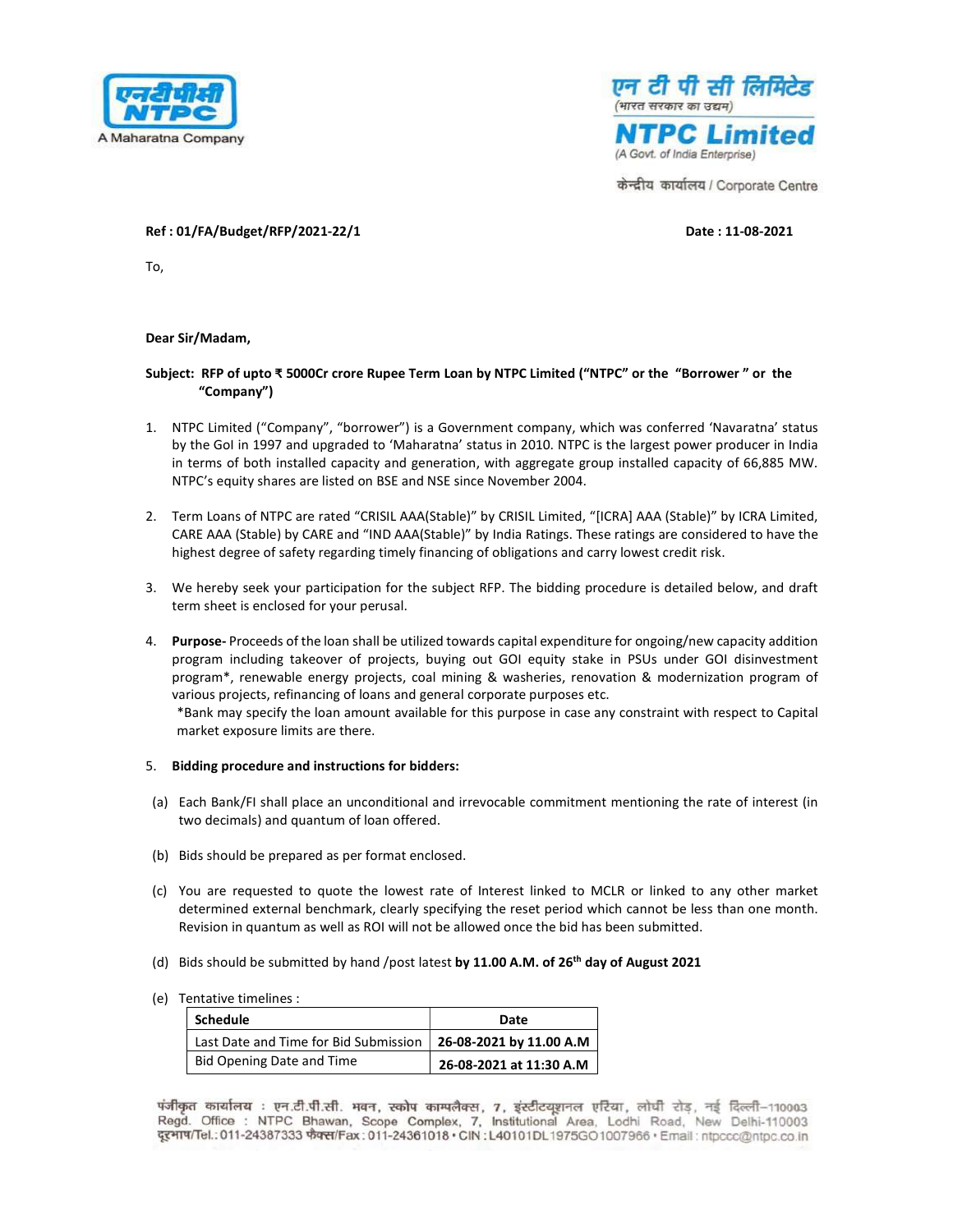एन टी पी सी लिमिटेड
(भारत सरकार का उद्यम)
**NTPC Limited**
(A Govt. of India Enterprise)
केन्द्रीय कार्यालय / Corporate Centre

A Maharatna Company

**Ref : 01/FA/Budget/RFP/2021-22/1** **Date : 11-08-2021**

To,

**Dear Sir/Madam,**

**Subject: RFP of upto ₹ 5000Cr crore Rupee Term Loan by NTPC Limited ("NTPC" or the "Borrower " or the "Company")**

1. NTPC Limited ("Company", "borrower") is a Government company, which was conferred 'Navaratna' status by the GoI in 1997 and upgraded to 'Maharatna' status in 2010. NTPC is the largest power producer in India in terms of both installed capacity and generation, with aggregate group installed capacity of 66,885 MW. NTPC's equity shares are listed on BSE and NSE since November 2004.

2. Term Loans of NTPC are rated "CRISIL AAA(Stable)" by CRISIL Limited, "[ICRA] AAA (Stable)" by ICRA Limited, CARE AAA (Stable) by CARE and "IND AAA(Stable)" by India Ratings. These ratings are considered to have the highest degree of safety regarding timely financing of obligations and carry lowest credit risk.

3. We hereby seek your participation for the subject RFP. The bidding procedure is detailed below, and draft term sheet is enclosed for your perusal.

4. **Purpose-** Proceeds of the loan shall be utilized towards capital expenditure for ongoing/new capacity addition program including takeover of projects, buying out GOI equity stake in PSUs under GOI disinvestment program*, renewable energy projects, coal mining & washeries, renovation & modernization program of various projects, refinancing of loans and general corporate purposes etc.
   *Bank may specify the loan amount available for this purpose in case any constraint with respect to Capital market exposure limits are there.

5. **Bidding procedure and instructions for bidders:**

(a) Each Bank/FI shall place an unconditional and irrevocable commitment mentioning the rate of interest (in two decimals) and quantum of loan offered.

(b) Bids should be prepared as per format enclosed.

(c) You are requested to quote the lowest rate of Interest linked to MCLR or linked to any other market determined external benchmark, clearly specifying the reset period which cannot be less than one month. Revision in quantum as well as ROI will not be allowed once the bid has been submitted.

(d) Bids should be submitted by hand /post latest **by 11.00 A.M. of 26th day of August 2021**

(e) Tentative timelines :

| Schedule | Date |
|---|---|
| Last Date and Time for Bid Submission | **26-08-2021 by 11.00 A.M** |
| Bid Opening Date and Time | **26-08-2021 at 11:30 A.M** |

पंजीकृत कार्यालय : एन.टी.पी.सी. भवन, स्कोप काम्पलैक्स, 7, इंस्टीट्यूशनल एरिया, लोधी रोड, नई दिल्ली-110003
Regd. Office : NTPC Bhawan, Scope Complex, 7, Institutional Area, Lodhi Road, New Delhi-110003
दूरभाष/Tel.: 011-24387333 फैक्स/Fax : 011-24361018 • CIN : L40101DL1975GOI007966 • Email : ntpccc@ntpc.co.in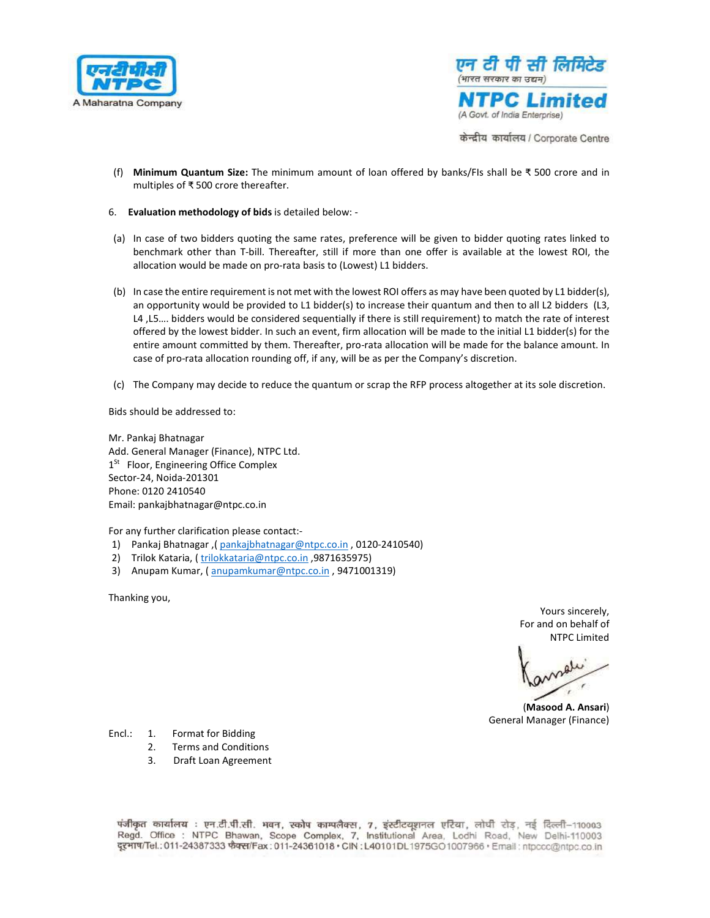(f) **Minimum Quantum Size:** The minimum amount of loan offered by banks/FIs shall be ₹ 500 crore and in multiples of ₹ 500 crore thereafter.

6. **Evaluation methodology of bids** is detailed below: -

(a) In case of two bidders quoting the same rates, preference will be given to bidder quoting rates linked to benchmark other than T-bill. Thereafter, still if more than one offer is available at the lowest ROI, the allocation would be made on pro-rata basis to (Lowest) L1 bidders.

(b) In case the entire requirement is not met with the lowest ROI offers as may have been quoted by L1 bidder(s), an opportunity would be provided to L1 bidder(s) to increase their quantum and then to all L2 bidders (L3, L4 ,L5…. bidders would be considered sequentially if there is still requirement) to match the rate of interest offered by the lowest bidder. In such an event, firm allocation will be made to the initial L1 bidder(s) for the entire amount committed by them. Thereafter, pro-rata allocation will be made for the balance amount. In case of pro-rata allocation rounding off, if any, will be as per the Company's discretion.

(c) The Company may decide to reduce the quantum or scrap the RFP process altogether at its sole discretion.

Bids should be addressed to:

Mr. Pankaj Bhatnagar
Add. General Manager (Finance), NTPC Ltd.
1st Floor, Engineering Office Complex
Sector-24, Noida-201301
Phone: 0120 2410540
Email: pankajbhatnagar@ntpc.co.in

For any further clarification please contact:-

1) Pankaj Bhatnagar ,( pankajbhatnagar@ntpc.co.in , 0120-2410540)
2) Trilok Kataria, ( trilokkataria@ntpc.co.in ,9871635975)
3) Anupam Kumar, ( anupamkumar@ntpc.co.in , 9471001319)

Thanking you,

Yours sincerely,
For and on behalf of
NTPC Limited

(**Masood A. Ansari**)
General Manager (Finance)

Encl.:
1. Format for Bidding
2. Terms and Conditions
3. Draft Loan Agreement